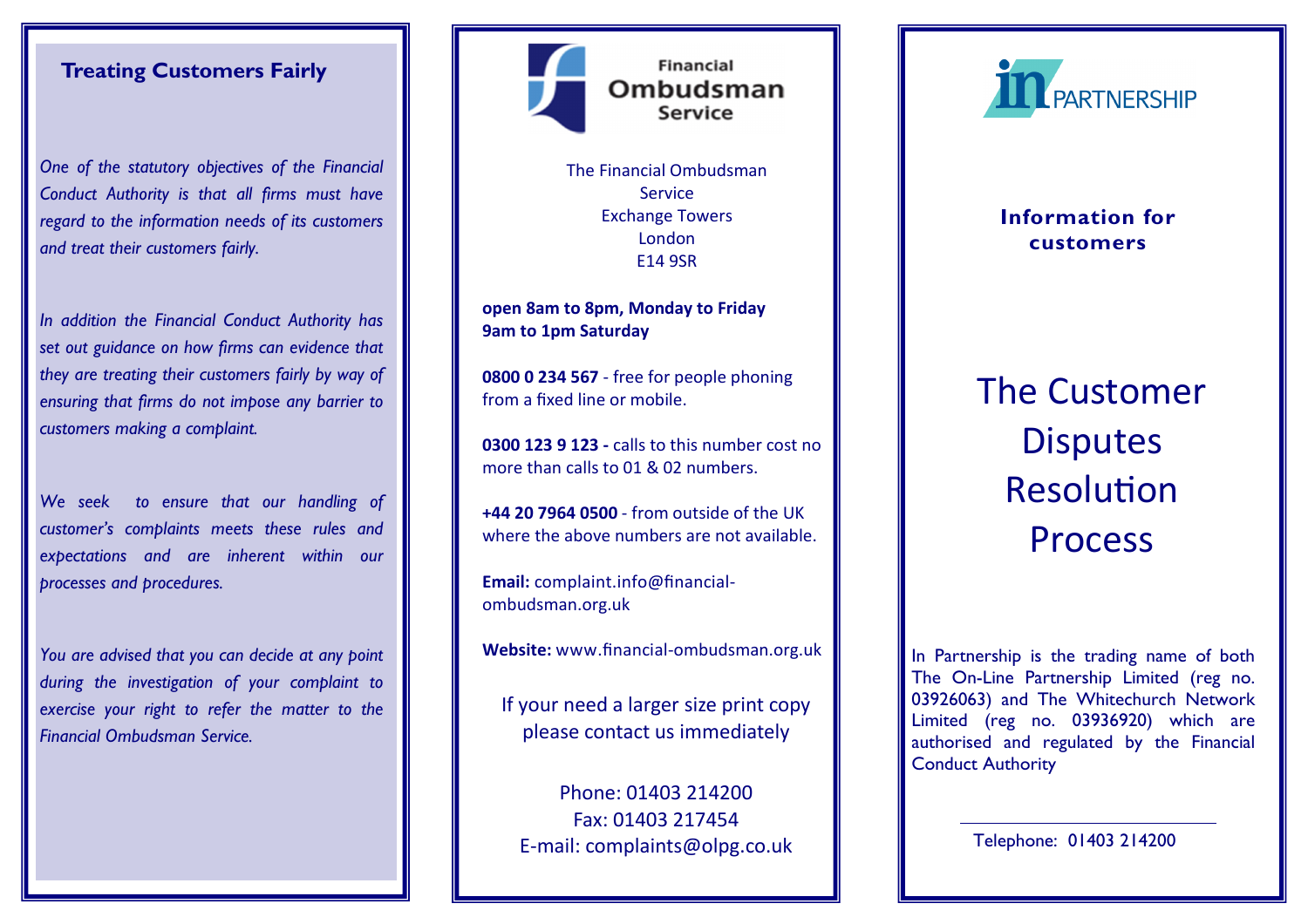## Treating Customers Fairly

*One of the statutory objectives of the Financial Conduct Authority is that all firms must have regard to the information needs of its customers and treat their customers fairly.*

*In addition the Financial Conduct Authority has set out guidance on how firms can evidence that they are treating their customers fairly by way of ensuring that firms do not impose any barrier to customers making a complaint.*

*We seek to ensure that our handling of customer's complaints meets these rules and expectations and are inherent within our processes and procedures.*

*You are advised that you can decide at any point during the investigation of your complaint to exercise your right to refer the matter to the Financial Ombudsman Service.*

Financial Ombudsman Service

The Financial Ombudsman Service
Exchange Towers
London
E14 9SR

**open 8am to 8pm, Monday to Friday**
**9am to 1pm Saturday**

**0800 0 234 567** - free for people phoning from a fixed line or mobile.

**0300 123 9 123 -** calls to this number cost no more than calls to 01 & 02 numbers.

**+44 20 7964 0500** - from outside of the UK where the above numbers are not available.

**Email:** complaint.info@financial-ombudsman.org.uk

**Website:** www.financial-ombudsman.org.uk

If your need a larger size print copy please contact us immediately

Phone: 01403 214200
Fax: 01403 217454
E-mail: complaints@olpg.co.uk

in PARTNERSHIP

**Information for customers**

# The Customer Disputes Resolution Process

In Partnership is the trading name of both The On-Line Partnership Limited (reg no. 03926063) and The Whitechurch Network Limited (reg no. 03936920) which are authorised and regulated by the Financial Conduct Authority

Telephone: 01403 214200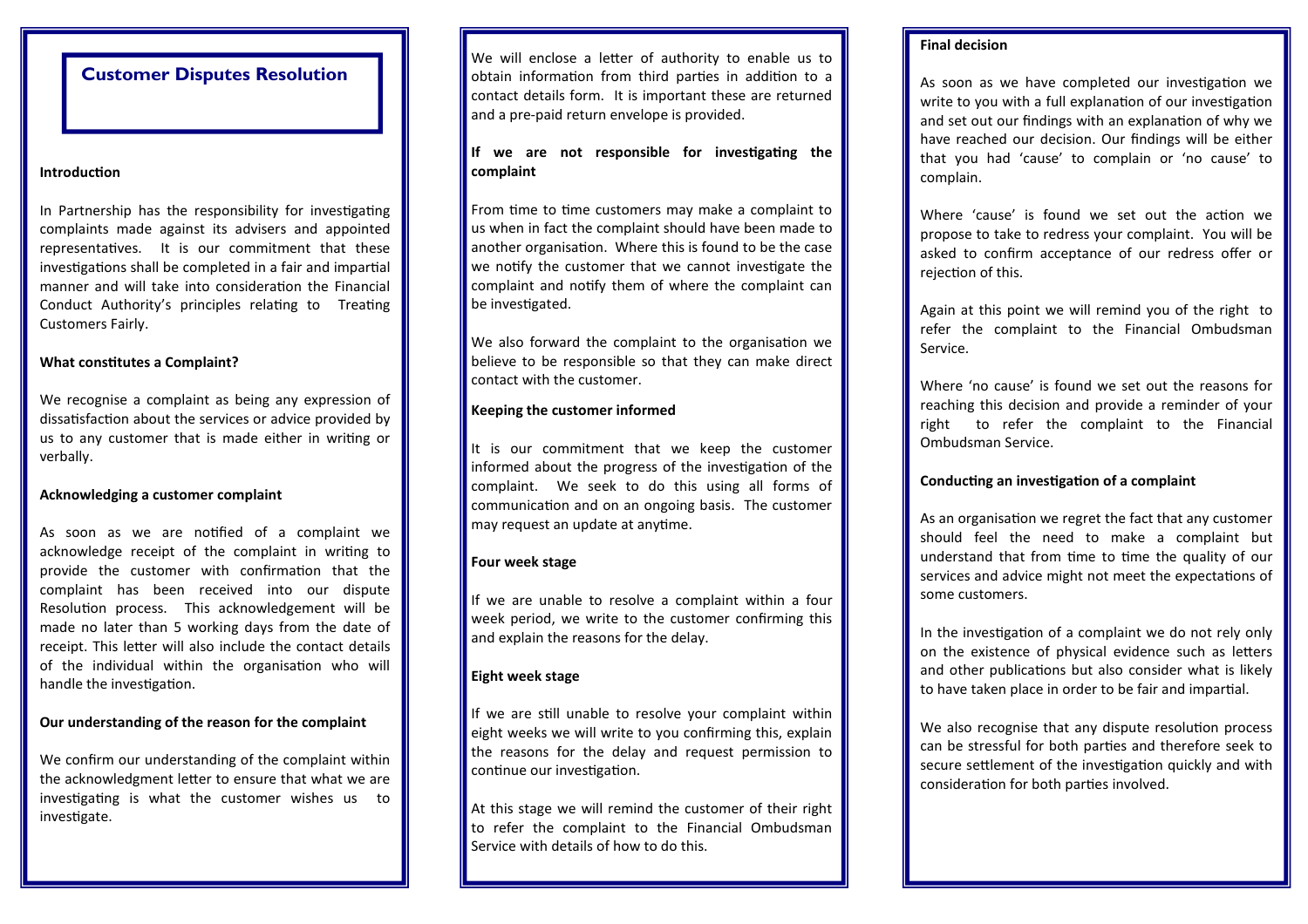## Customer Disputes Resolution

### Introduction

In Partnership has the responsibility for investigating complaints made against its advisers and appointed representatives. It is our commitment that these investigations shall be completed in a fair and impartial manner and will take into consideration the Financial Conduct Authority's principles relating to Treating Customers Fairly.

### What constitutes a Complaint?

We recognise a complaint as being any expression of dissatisfaction about the services or advice provided by us to any customer that is made either in writing or verbally.

### Acknowledging a customer complaint

As soon as we are notified of a complaint we acknowledge receipt of the complaint in writing to provide the customer with confirmation that the complaint has been received into our dispute Resolution process. This acknowledgement will be made no later than 5 working days from the date of receipt. This letter will also include the contact details of the individual within the organisation who will handle the investigation.

### Our understanding of the reason for the complaint

We confirm our understanding of the complaint within the acknowledgment letter to ensure that what we are investigating is what the customer wishes us to investigate.

We will enclose a letter of authority to enable us to obtain information from third parties in addition to a contact details form. It is important these are returned and a pre-paid return envelope is provided.

### If we are not responsible for investigating the complaint

From time to time customers may make a complaint to us when in fact the complaint should have been made to another organisation. Where this is found to be the case we notify the customer that we cannot investigate the complaint and notify them of where the complaint can be investigated.

We also forward the complaint to the organisation we believe to be responsible so that they can make direct contact with the customer.

### Keeping the customer informed

It is our commitment that we keep the customer informed about the progress of the investigation of the complaint. We seek to do this using all forms of communication and on an ongoing basis. The customer may request an update at anytime.

### Four week stage

If we are unable to resolve a complaint within a four week period, we write to the customer confirming this and explain the reasons for the delay.

### Eight week stage

If we are still unable to resolve your complaint within eight weeks we will write to you confirming this, explain the reasons for the delay and request permission to continue our investigation.

At this stage we will remind the customer of their right to refer the complaint to the Financial Ombudsman Service with details of how to do this.

### Final decision

As soon as we have completed our investigation we write to you with a full explanation of our investigation and set out our findings with an explanation of why we have reached our decision. Our findings will be either that you had 'cause' to complain or 'no cause' to complain.

Where 'cause' is found we set out the action we propose to take to redress your complaint. You will be asked to confirm acceptance of our redress offer or rejection of this.

Again at this point we will remind you of the right to refer the complaint to the Financial Ombudsman Service.

Where 'no cause' is found we set out the reasons for reaching this decision and provide a reminder of your right to refer the complaint to the Financial Ombudsman Service.

### Conducting an investigation of a complaint

As an organisation we regret the fact that any customer should feel the need to make a complaint but understand that from time to time the quality of our services and advice might not meet the expectations of some customers.

In the investigation of a complaint we do not rely only on the existence of physical evidence such as letters and other publications but also consider what is likely to have taken place in order to be fair and impartial.

We also recognise that any dispute resolution process can be stressful for both parties and therefore seek to secure settlement of the investigation quickly and with consideration for both parties involved.